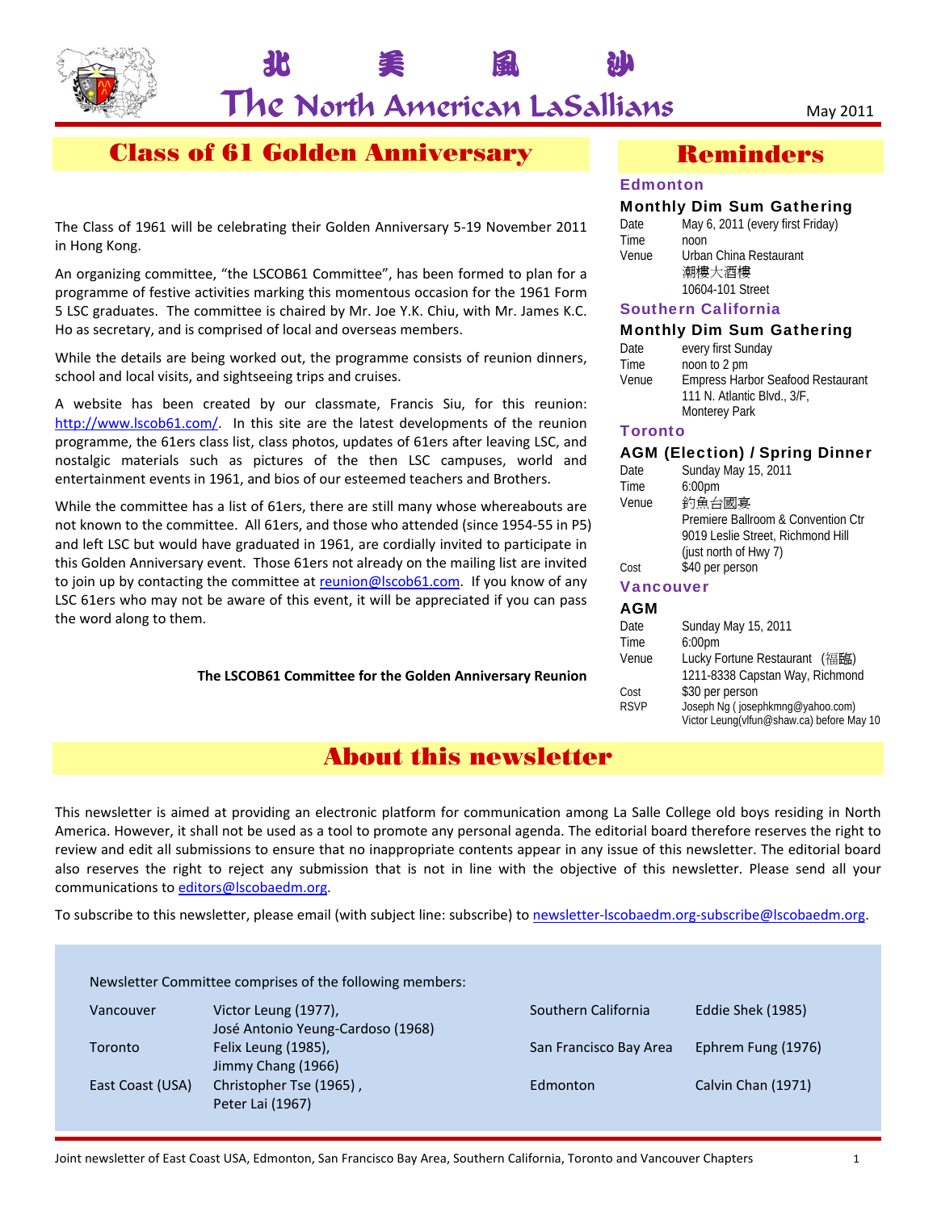# 北 美 風 沙

# The North American LaSallians

May 2011

## Class of 61 Golden Anniversary

The Class of 1961 will be celebrating their Golden Anniversary 5-19 November 2011 in Hong Kong.

An organizing committee, "the LSCOB61 Committee", has been formed to plan for a programme of festive activities marking this momentous occasion for the 1961 Form 5 LSC graduates. The committee is chaired by Mr. Joe Y.K. Chiu, with Mr. James K.C. Ho as secretary, and is comprised of local and overseas members.

While the details are being worked out, the programme consists of reunion dinners, school and local visits, and sightseeing trips and cruises.

A website has been created by our classmate, Francis Siu, for this reunion: http://www.lscob61.com/. In this site are the latest developments of the reunion programme, the 61ers class list, class photos, updates of 61ers after leaving LSC, and nostalgic materials such as pictures of the then LSC campuses, world and entertainment events in 1961, and bios of our esteemed teachers and Brothers.

While the committee has a list of 61ers, there are still many whose whereabouts are not known to the committee. All 61ers, and those who attended (since 1954-55 in P5) and left LSC but would have graduated in 1961, are cordially invited to participate in this Golden Anniversary event. Those 61ers not already on the mailing list are invited to join up by contacting the committee at reunion@lscob61.com. If you know of any LSC 61ers who may not be aware of this event, it will be appreciated if you can pass the word along to them.

**The LSCOB61 Committee for the Golden Anniversary Reunion**

## Reminders

### Edmonton

**Monthly Dim Sum Gathering**

| | |
|---|---|
| Date | May 6, 2011 (every first Friday) |
| Time | noon |
| Venue | Urban China Restaurant<br>潮樓大酒樓<br>10604-101 Street |

### Southern California

**Monthly Dim Sum Gathering**

| | |
|---|---|
| Date | every first Sunday |
| Time | noon to 2 pm |
| Venue | Empress Harbor Seafood Restaurant<br>111 N. Atlantic Blvd., 3/F,<br>Monterey Park |

### Toronto

**AGM (Election) / Spring Dinner**

| | |
|---|---|
| Date | Sunday May 15, 2011 |
| Time | 6:00pm |
| Venue | 釣魚台國宴<br>Premiere Ballroom & Convention Ctr<br>9019 Leslie Street, Richmond Hill<br>(just north of Hwy 7) |
| Cost | $40 per person |

### Vancouver

**AGM**

| | |
|---|---|
| Date | Sunday May 15, 2011 |
| Time | 6:00pm |
| Venue | Lucky Fortune Restaurant (福臨)<br>1211-8338 Capstan Way, Richmond |
| Cost | $30 per person |
| RSVP | Joseph Ng ( josephkmng@yahoo.com)<br>Victor Leung(vlfun@shaw.ca) before May 10 |

## About this newsletter

This newsletter is aimed at providing an electronic platform for communication among La Salle College old boys residing in North America. However, it shall not be used as a tool to promote any personal agenda. The editorial board therefore reserves the right to review and edit all submissions to ensure that no inappropriate contents appear in any issue of this newsletter. The editorial board also reserves the right to reject any submission that is not in line with the objective of this newsletter. Please send all your communications to editors@lscobaedm.org.

To subscribe to this newsletter, please email (with subject line: subscribe) to newsletter-lscobaedm.org-subscribe@lscobaedm.org.

Newsletter Committee comprises of the following members:

| | |
|---|---|
| Vancouver | Victor Leung (1977),<br>José Antonio Yeung-Cardoso (1968) |
| Toronto | Felix Leung (1985),<br>Jimmy Chang (1966) |
| East Coast (USA) | Christopher Tse (1965) ,<br>Peter Lai (1967) |
| Southern California | Eddie Shek (1985) |
| San Francisco Bay Area | Ephrem Fung (1976) |
| Edmonton | Calvin Chan (1971) |

Joint newsletter of East Coast USA, Edmonton, San Francisco Bay Area, Southern California, Toronto and Vancouver Chapters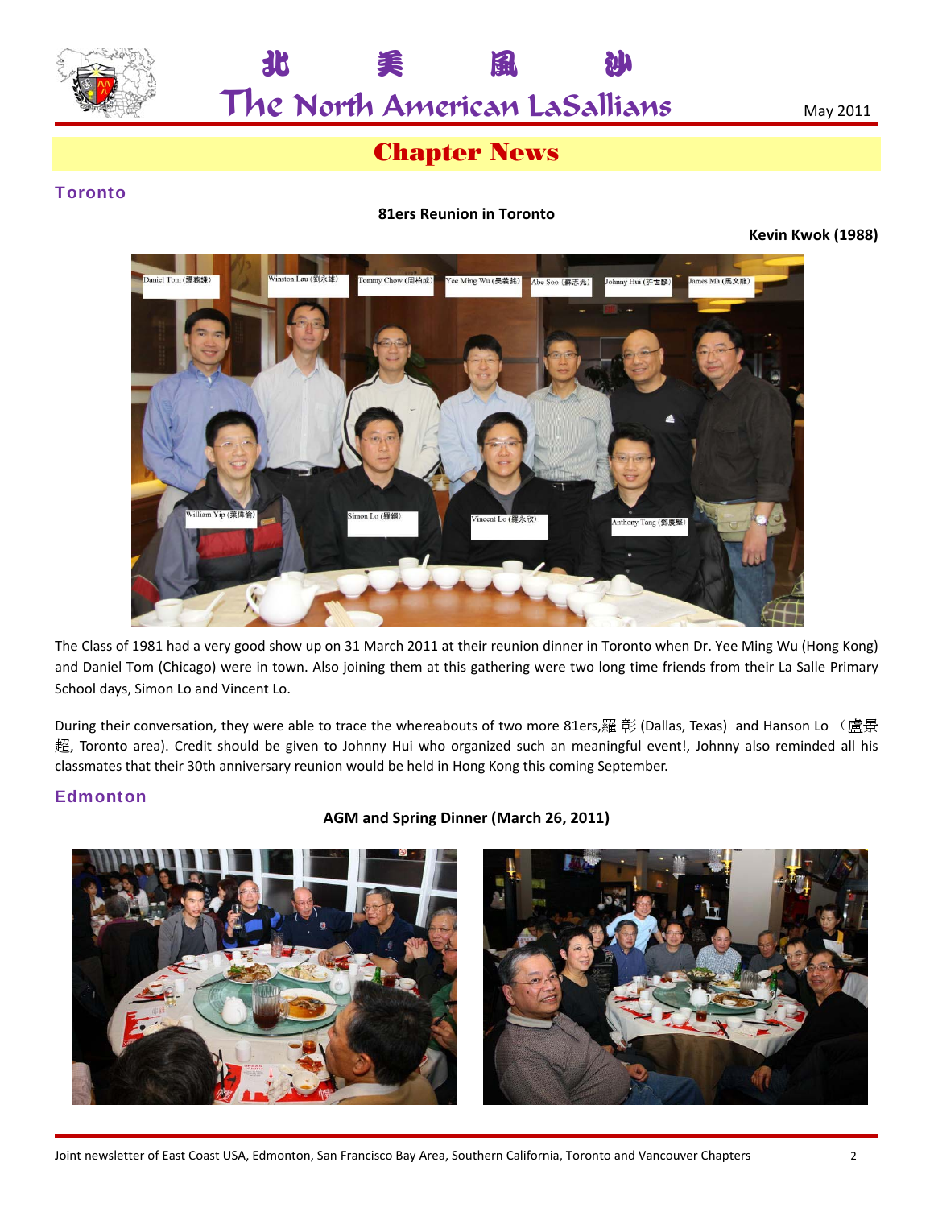# Chapter News

## Toronto

### 81ers Reunion in Toronto

**Kevin Kwok (1988)**

The Class of 1981 had a very good show up on 31 March 2011 at their reunion dinner in Toronto when Dr. Yee Ming Wu (Hong Kong) and Daniel Tom (Chicago) were in town. Also joining them at this gathering were two long time friends from their La Salle Primary School days, Simon Lo and Vincent Lo.

During their conversation, they were able to trace the whereabouts of two more 81ers,羅 彰 (Dallas, Texas) and Hanson Lo （盧景超, Toronto area). Credit should be given to Johnny Hui who organized such an meaningful event!, Johnny also reminded all his classmates that their 30th anniversary reunion would be held in Hong Kong this coming September.

## Edmonton

### AGM and Spring Dinner (March 26, 2011)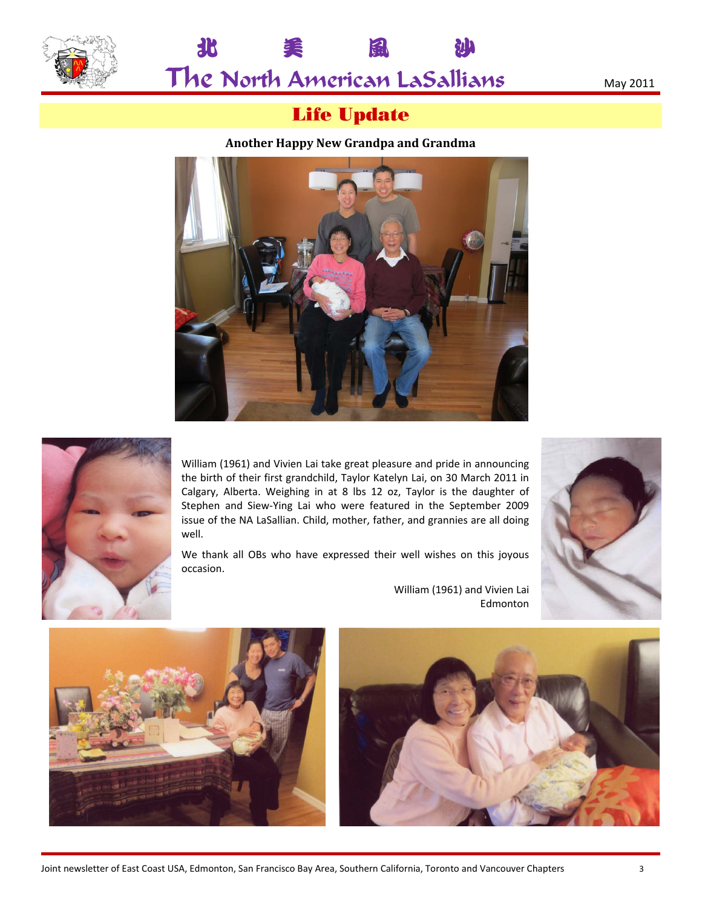## Life Update

**Another Happy New Grandpa and Grandma**

William (1961) and Vivien Lai take great pleasure and pride in announcing the birth of their first grandchild, Taylor Katelyn Lai, on 30 March 2011 in Calgary, Alberta. Weighing in at 8 lbs 12 oz, Taylor is the daughter of Stephen and Siew-Ying Lai who were featured in the September 2009 issue of the NA LaSallian. Child, mother, father, and grannies are all doing well.

We thank all OBs who have expressed their well wishes on this joyous occasion.

William (1961) and Vivien Lai
Edmonton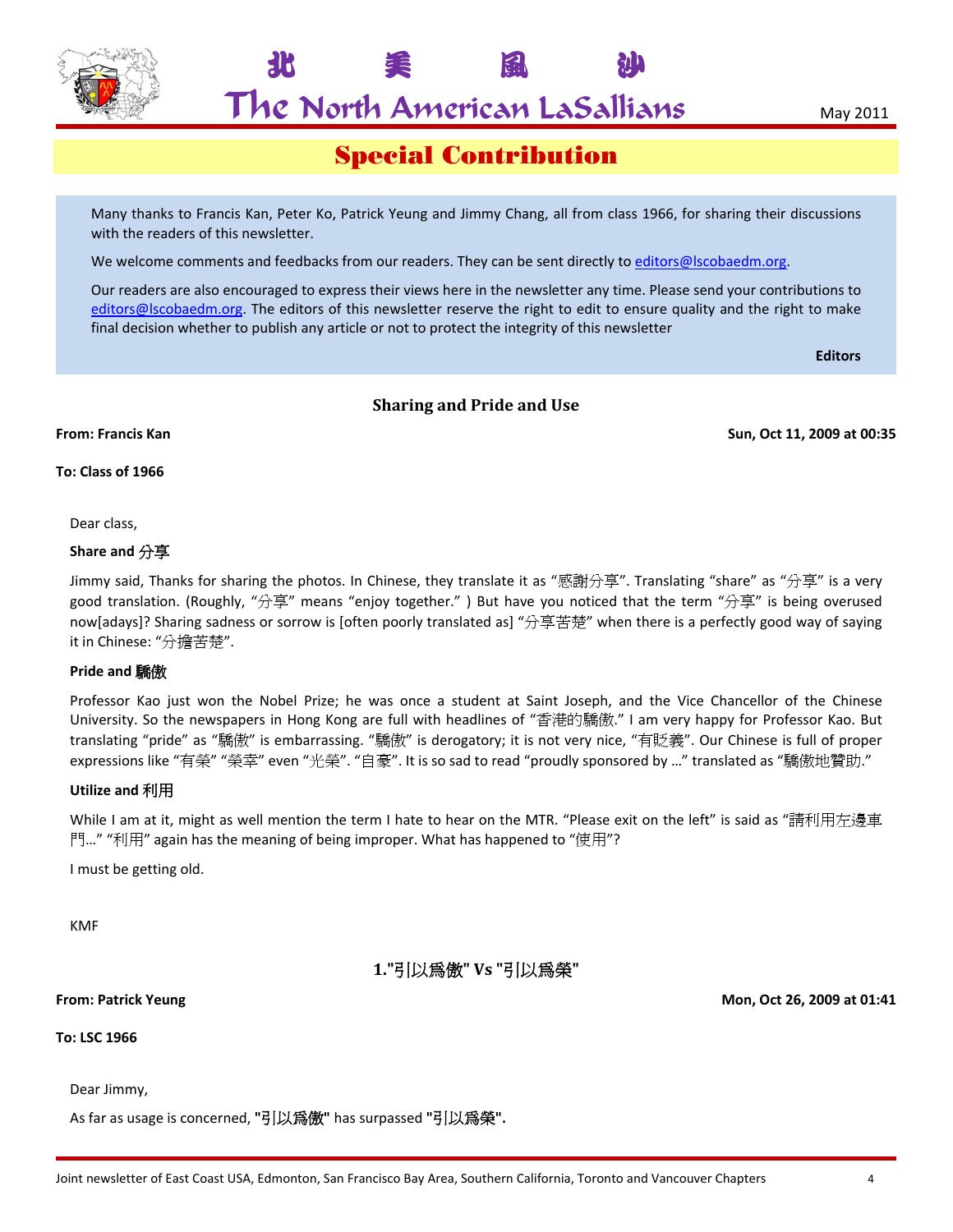# Special Contribution

Many thanks to Francis Kan, Peter Ko, Patrick Yeung and Jimmy Chang, all from class 1966, for sharing their discussions with the readers of this newsletter.

We welcome comments and feedbacks from our readers. They can be sent directly to editors@lscobaedm.org.

Our readers are also encouraged to express their views here in the newsletter any time. Please send your contributions to editors@lscobaedm.org. The editors of this newsletter reserve the right to edit to ensure quality and the right to make final decision whether to publish any article or not to protect the integrity of this newsletter

**Editors**

## Sharing and Pride and Use

**From: Francis Kan** **Sun, Oct 11, 2009 at 00:35**

**To: Class of 1966**

Dear class,

**Share and 分享**

Jimmy said, Thanks for sharing the photos. In Chinese, they translate it as “感謝分享”. Translating “share” as “分享” is a very good translation. (Roughly, “分享” means “enjoy together.” ) But have you noticed that the term “分享” is being overused now[adays]? Sharing sadness or sorrow is [often poorly translated as] “分享苦楚” when there is a perfectly good way of saying it in Chinese: “分擔苦楚”.

**Pride and 驕傲**

Professor Kao just won the Nobel Prize; he was once a student at Saint Joseph, and the Vice Chancellor of the Chinese University. So the newspapers in Hong Kong are full with headlines of “香港的驕傲.” I am very happy for Professor Kao. But translating “pride” as “驕傲” is embarrassing. “驕傲” is derogatory; it is not very nice, “有貶義”. Our Chinese is full of proper expressions like “有榮” “榮幸” even “光榮”. “自豪”. It is so sad to read “proudly sponsored by …” translated as “驕傲地贊助.”

**Utilize and 利用**

While I am at it, might as well mention the term I hate to hear on the MTR. “Please exit on the left” is said as “請利用左邊車門…” “利用” again has the meaning of being improper. What has happened to “使用”?

I must be getting old.

KMF

## 1."引以爲傲" Vs "引以爲榮"

**From: Patrick Yeung** **Mon, Oct 26, 2009 at 01:41**

**To: LSC 1966**

Dear Jimmy,

As far as usage is concerned, **"引以爲傲"** has surpassed **"引以爲榮".**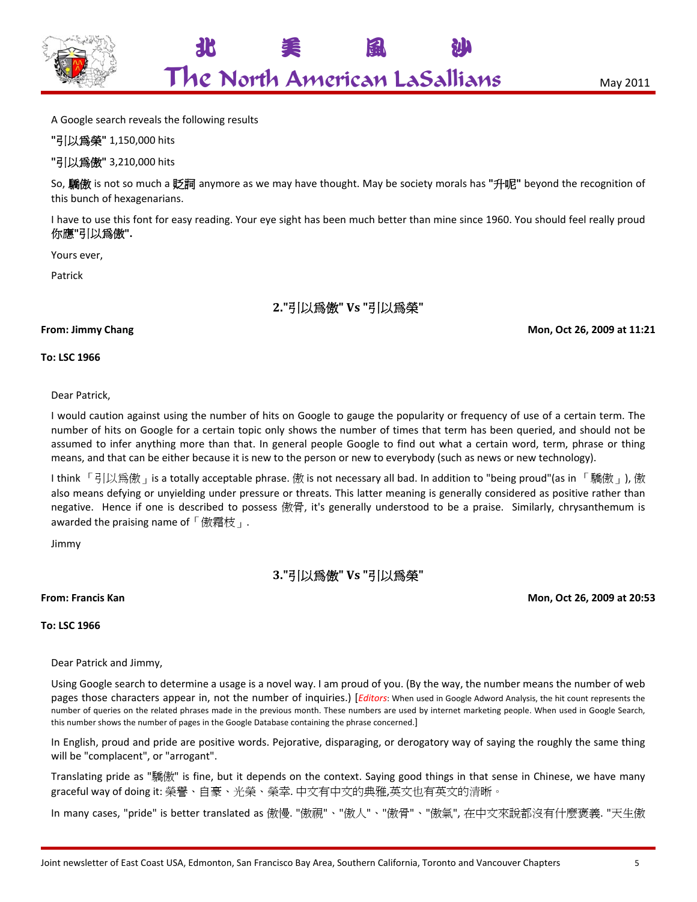A Google search reveals the following results

**"引以爲榮"** 1,150,000 hits

**"引以爲傲"** 3,210,000 hits

So, **驕傲** is not so much a **貶詞** anymore as we may have thought. May be society morals has **"升呢"** beyond the recognition of this bunch of hexagenarians.

I have to use this font for easy reading. Your eye sight has been much better than mine since 1960. You should feel really proud **你應"引以爲傲".**

Yours ever,

Patrick

## 2."引以爲傲" Vs "引以爲榮"

**From: Jimmy Chang** **Mon, Oct 26, 2009 at 11:21**

**To: LSC 1966**

Dear Patrick,

I would caution against using the number of hits on Google to gauge the popularity or frequency of use of a certain term. The number of hits on Google for a certain topic only shows the number of times that term has been queried, and should not be assumed to infer anything more than that. In general people Google to find out what a certain word, term, phrase or thing means, and that can be either because it is new to the person or new to everybody (such as news or new technology).

I think 「引以爲傲」is a totally acceptable phrase. 傲 is not necessary all bad. In addition to "being proud"(as in 「驕傲」), 傲 also means defying or unyielding under pressure or threats. This latter meaning is generally considered as positive rather than negative. Hence if one is described to possess 傲骨, it's generally understood to be a praise. Similarly, chrysanthemum is awarded the praising name of「傲霜枝」.

Jimmy

## 3."引以爲傲" Vs "引以爲榮"

**From: Francis Kan** **Mon, Oct 26, 2009 at 20:53**

**To: LSC 1966**

Dear Patrick and Jimmy,

Using Google search to determine a usage is a novel way. I am proud of you. (By the way, the number means the number of web pages those characters appear in, not the number of inquiries.) [*Editors*: When used in Google Adword Analysis, the hit count represents the number of queries on the related phrases made in the previous month. These numbers are used by internet marketing people. When used in Google Search, this number shows the number of pages in the Google Database containing the phrase concerned.]

In English, proud and pride are positive words. Pejorative, disparaging, or derogatory way of saying the roughly the same thing will be "complacent", or "arrogant".

Translating pride as "驕傲" is fine, but it depends on the context. Saying good things in that sense in Chinese, we have many graceful way of doing it: 榮譽、自豪、光榮、榮幸. 中文有中文的典雅,英文也有英文的清晰。

In many cases, "pride" is better translated as 傲慢. "傲視"、"傲人"、"傲骨"、"傲氣", 在中文來說都沒有什麼褒義. "天生傲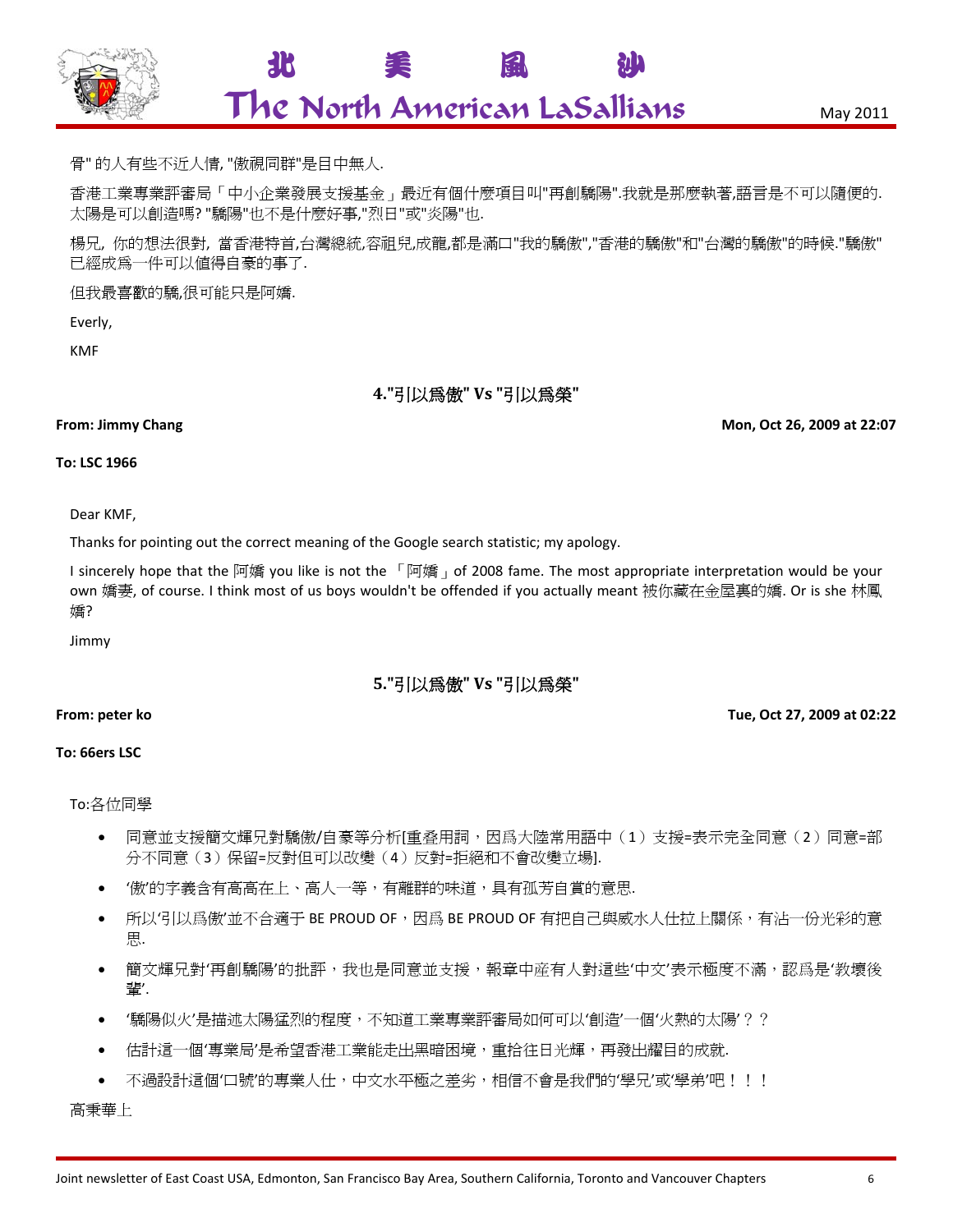骨" 的人有些不近人情, "傲視同群"是目中無人.

香港工業專業評審局「中小企業發展支援基金」最近有個什麼項目叫"再創驕陽".我就是那麼執著,語言是不可以隨便的. 太陽是可以創造嗎? "驕陽"也不是什麼好事,"烈日"或"炎陽"也.

楊兄，你的想法很對，當香港特首,台灣總統,容祖兒,成龍,都是滿口"我的驕傲","香港的驕傲"和"台灣的驕傲"的時候."驕傲" 已經成爲一件可以值得自豪的事了.

但我最喜歡的驕,很可能只是阿嬌.

Everly,

KMF

## 4."引以爲傲" Vs "引以爲榮"

**From: Jimmy Chang** **Mon, Oct 26, 2009 at 22:07**

**To: LSC 1966**

Dear KMF,

Thanks for pointing out the correct meaning of the Google search statistic; my apology.

I sincerely hope that the 阿嬌 you like is not the 「阿嬌」of 2008 fame. The most appropriate interpretation would be your own 嬌妻, of course. I think most of us boys wouldn't be offended if you actually meant 被你藏在金屋裏的嬌. Or is she 林鳳嬌?

Jimmy

## 5."引以爲傲" Vs "引以爲榮"

**From: peter ko** **Tue, Oct 27, 2009 at 02:22**

**To: 66ers LSC**

To:各位同學

- 同意並支援簡文輝兄對驕傲/自豪等分析[重叠用詞，因爲大陸常用語中（1）支援=表示完全同意（2）同意=部分不同意（3）保留=反對但可以改變（4）反對=拒絕和不會改變立場].
- ‘傲’的字義含有高高在上、高人一等，有離群的味道，具有孤芳自賞的意思.
- 所以‘引以爲傲’並不合適于 BE PROUD OF，因爲 BE PROUD OF 有把自己與威水人仕拉上關係，有沾一份光彩的意思.
- 簡文輝兄對‘再創驕陽’的批評，我也是同意並支援，報章中産有人對這些‘中文’表示極度不滿，認爲是‘教壞後輩’.
- ‘驕陽似火’是描述太陽猛烈的程度，不知道工業專業評審局如何可以‘創造’一個‘火熱的太陽’？？
- 估計這一個‘專業局’是希望香港工業能走出黑暗困境，重拾往日光輝，再發出耀目的成就.
- 不過設計這個‘口號’的專業人仕，中文水平極之差劣，相信不會是我們的‘學兄’或‘學弟’吧！！！

高秉華上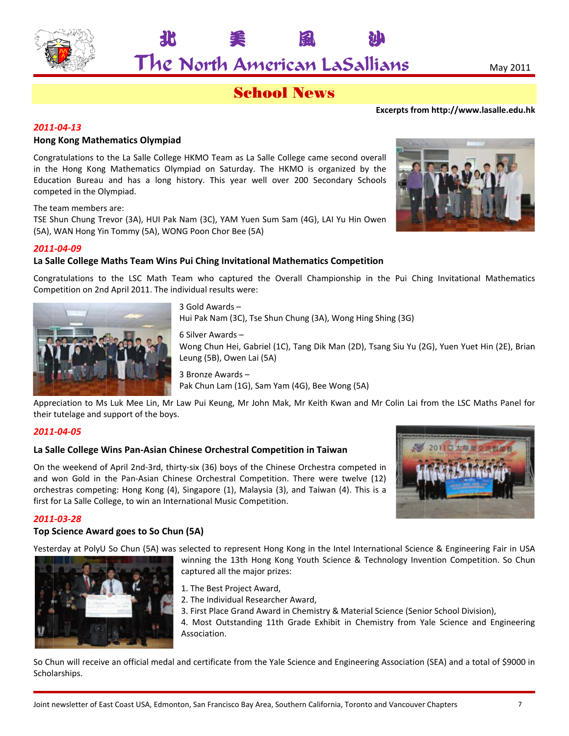# School News

**Excerpts from http://www.lasalle.edu.hk**

*2011-04-13*

### Hong Kong Mathematics Olympiad

Congratulations to the La Salle College HKMO Team as La Salle College came second overall in the Hong Kong Mathematics Olympiad on Saturday. The HKMO is organized by the Education Bureau and has a long history. This year well over 200 Secondary Schools competed in the Olympiad.

The team members are:
TSE Shun Chung Trevor (3A), HUI Pak Nam (3C), YAM Yuen Sum Sam (4G), LAI Yu Hin Owen (5A), WAN Hong Yin Tommy (5A), WONG Poon Chor Bee (5A)

*2011-04-09*

### La Salle College Maths Team Wins Pui Ching Invitational Mathematics Competition

Congratulations to the LSC Math Team who captured the Overall Championship in the Pui Ching Invitational Mathematics Competition on 2nd April 2011. The individual results were:

3 Gold Awards –
Hui Pak Nam (3C), Tse Shun Chung (3A), Wong Hing Shing (3G)

6 Silver Awards –
Wong Chun Hei, Gabriel (1C), Tang Dik Man (2D), Tsang Siu Yu (2G), Yuen Yuet Hin (2E), Brian Leung (5B), Owen Lai (5A)

3 Bronze Awards –
Pak Chun Lam (1G), Sam Yam (4G), Bee Wong (5A)

Appreciation to Ms Luk Mee Lin, Mr Law Pui Keung, Mr John Mak, Mr Keith Kwan and Mr Colin Lai from the LSC Maths Panel for their tutelage and support of the boys.

*2011-04-05*

### La Salle College Wins Pan-Asian Chinese Orchestral Competition in Taiwan

On the weekend of April 2nd-3rd, thirty-six (36) boys of the Chinese Orchestra competed in and won Gold in the Pan-Asian Chinese Orchestral Competition. There were twelve (12) orchestras competing: Hong Kong (4), Singapore (1), Malaysia (3), and Taiwan (4). This is a first for La Salle College, to win an International Music Competition.

*2011-03-28*

### Top Science Award goes to So Chun (5A)

Yesterday at PolyU So Chun (5A) was selected to represent Hong Kong in the Intel International Science & Engineering Fair in USA winning the 13th Hong Kong Youth Science & Technology Invention Competition. So Chun captured all the major prizes:

1. The Best Project Award,
2. The Individual Researcher Award,
3. First Place Grand Award in Chemistry & Material Science (Senior School Division),
4. Most Outstanding 11th Grade Exhibit in Chemistry from Yale Science and Engineering Association.

So Chun will receive an official medal and certificate from the Yale Science and Engineering Association (SEA) and a total of $9000 in Scholarships.